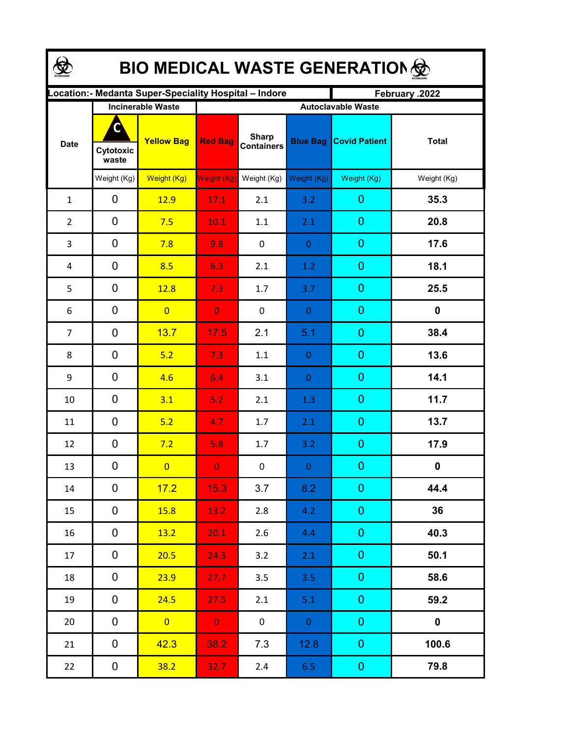# BIO MEDICAL WASTE GENERATION

| Location:- Medanta Super-Speciality Hospital – Indore | | | | | | | February .2022 |
|---|---|---|---|---|---|---|---|
| Date | Incinerable Waste | | Autoclavable Waste | | | | |
| | Cytotoxic waste | Yellow Bag | Red Bag | Sharp Containers | Blue Bag | Covid Patient | Total |
| | Weight (Kg) | Weight (Kg) | Weight (Kg) | Weight (Kg) | Weight (Kg) | Weight (Kg) | Weight (Kg) |
| 1 | 0 | 12.9 | 17.1 | 2.1 | 3.2 | 0 | **35.3** |
| 2 | 0 | 7.5 | 10.1 | 1.1 | 2.1 | 0 | **20.8** |
| 3 | 0 | 7.8 | 9.8 | 0 | 0 | 0 | **17.6** |
| 4 | 0 | 8.5 | 6.3 | 2.1 | 1.2 | 0 | **18.1** |
| 5 | 0 | 12.8 | 7.3 | 1.7 | 3.7 | 0 | **25.5** |
| 6 | 0 | 0 | 0 | 0 | 0 | 0 | **0** |
| 7 | 0 | 13.7 | 17.5 | 2.1 | 5.1 | 0 | **38.4** |
| 8 | 0 | 5.2 | 7.3 | 1.1 | 0 | 0 | **13.6** |
| 9 | 0 | 4.6 | 6.4 | 3.1 | 0 | 0 | **14.1** |
| 10 | 0 | 3.1 | 5.2 | 2.1 | 1.3 | 0 | **11.7** |
| 11 | 0 | 5.2 | 4.7 | 1.7 | 2.1 | 0 | **13.7** |
| 12 | 0 | 7.2 | 5.8 | 1.7 | 3.2 | 0 | **17.9** |
| 13 | 0 | 0 | 0 | 0 | 0 | 0 | **0** |
| 14 | 0 | 17.2 | 15.3 | 3.7 | 8.2 | 0 | **44.4** |
| 15 | 0 | 15.8 | 13.2 | 2.8 | 4.2 | 0 | **36** |
| 16 | 0 | 13.2 | 20.1 | 2.6 | 4.4 | 0 | **40.3** |
| 17 | 0 | 20.5 | 24.3 | 3.2 | 2.1 | 0 | **50.1** |
| 18 | 0 | 23.9 | 27.7 | 3.5 | 3.5 | 0 | **58.6** |
| 19 | 0 | 24.5 | 27.5 | 2.1 | 5.1 | 0 | **59.2** |
| 20 | 0 | 0 | 0 | 0 | 0 | 0 | **0** |
| 21 | 0 | 42.3 | 38.2 | 7.3 | 12.8 | 0 | **100.6** |
| 22 | 0 | 38.2 | 32.7 | 2.4 | 6.5 | 0 | **79.8** |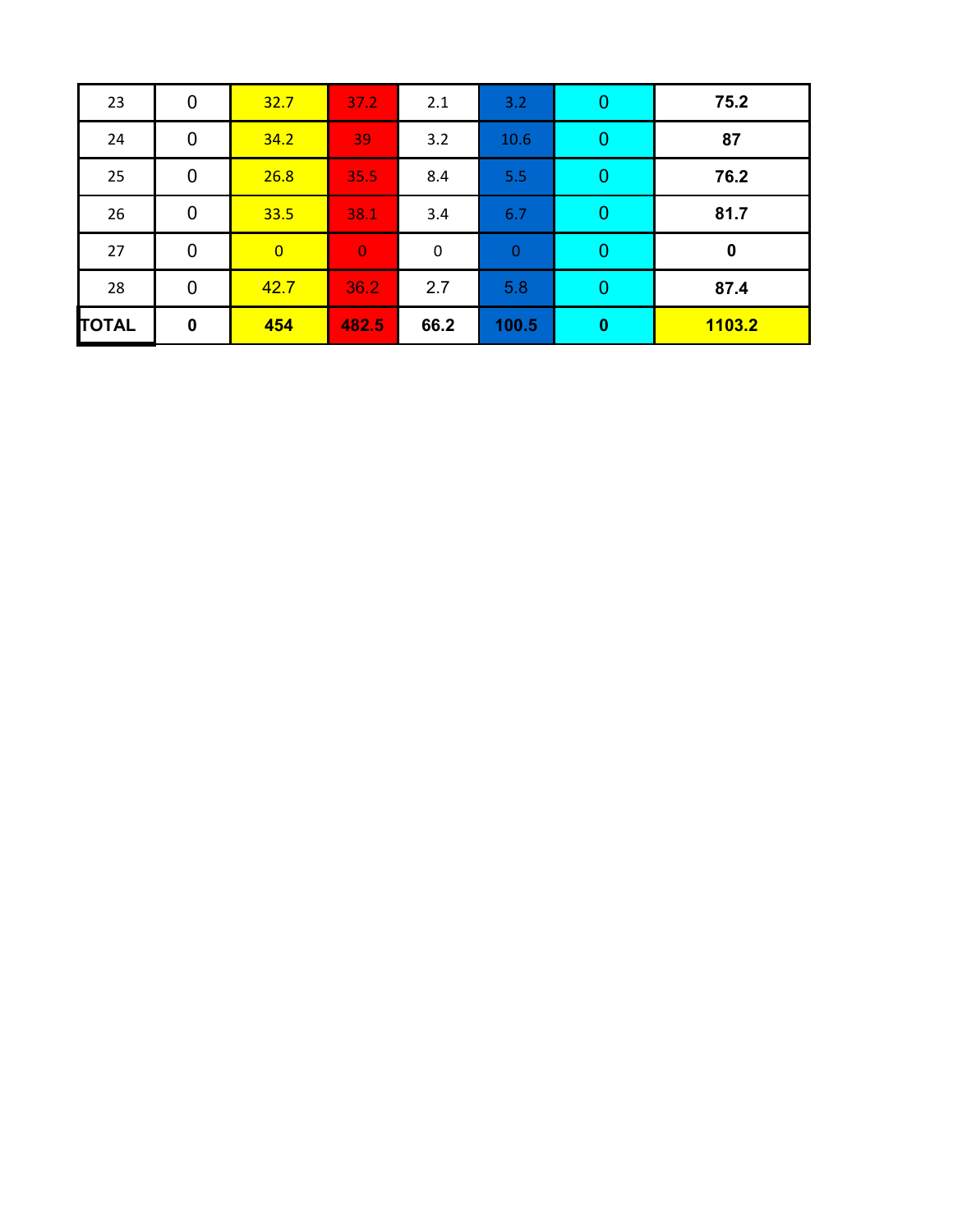| | | | | | | | |
|---|---|---|---|---|---|---|---|
| 23 | 0 | 32.7 | 37.2 | 2.1 | 3.2 | 0 | **75.2** |
| 24 | 0 | 34.2 | 39 | 3.2 | 10.6 | 0 | **87** |
| 25 | 0 | 26.8 | 35.5 | 8.4 | 5.5 | 0 | **76.2** |
| 26 | 0 | 33.5 | 38.1 | 3.4 | 6.7 | 0 | **81.7** |
| 27 | 0 | 0 | 0 | 0 | 0 | 0 | **0** |
| 28 | 0 | 42.7 | 36.2 | 2.7 | 5.8 | 0 | **87.4** |
| **TOTAL** | **0** | **454** | **482.5** | **66.2** | **100.5** | **0** | **1103.2** |